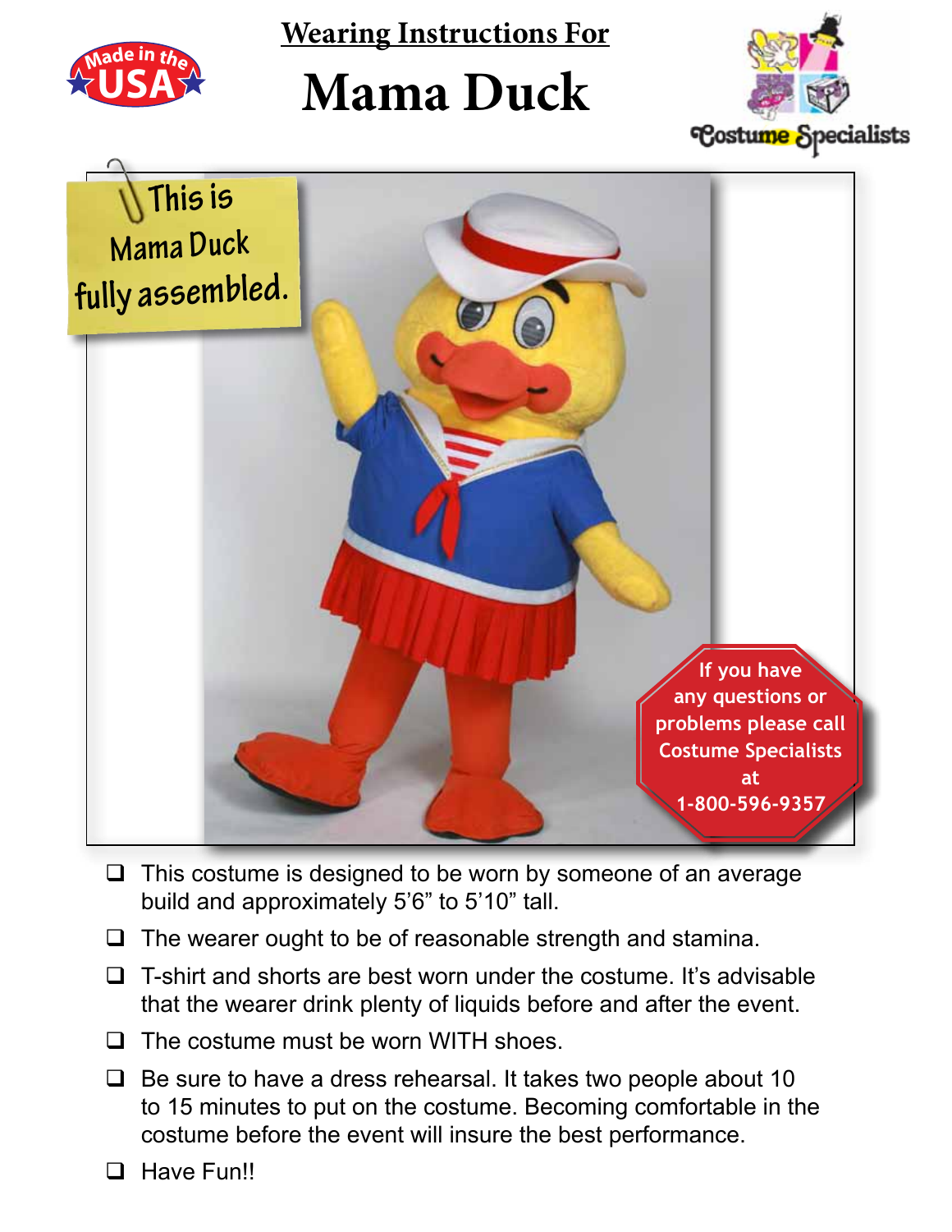Made in the USA

## Wearing Instructions For

# Mama Duck

Costume Specialists

This is Mama Duck fully assembled.

If you have any questions or problems please call Costume Specialists at 1-800-596-9357

- ❑ This costume is designed to be worn by someone of an average build and approximately 5'6" to 5'10" tall.
- ❑ The wearer ought to be of reasonable strength and stamina.
- ❑ T-shirt and shorts are best worn under the costume. It's advisable that the wearer drink plenty of liquids before and after the event.
- ❑ The costume must be worn WITH shoes.
- ❑ Be sure to have a dress rehearsal. It takes two people about 10 to 15 minutes to put on the costume. Becoming comfortable in the costume before the event will insure the best performance.
- ❑ Have Fun!!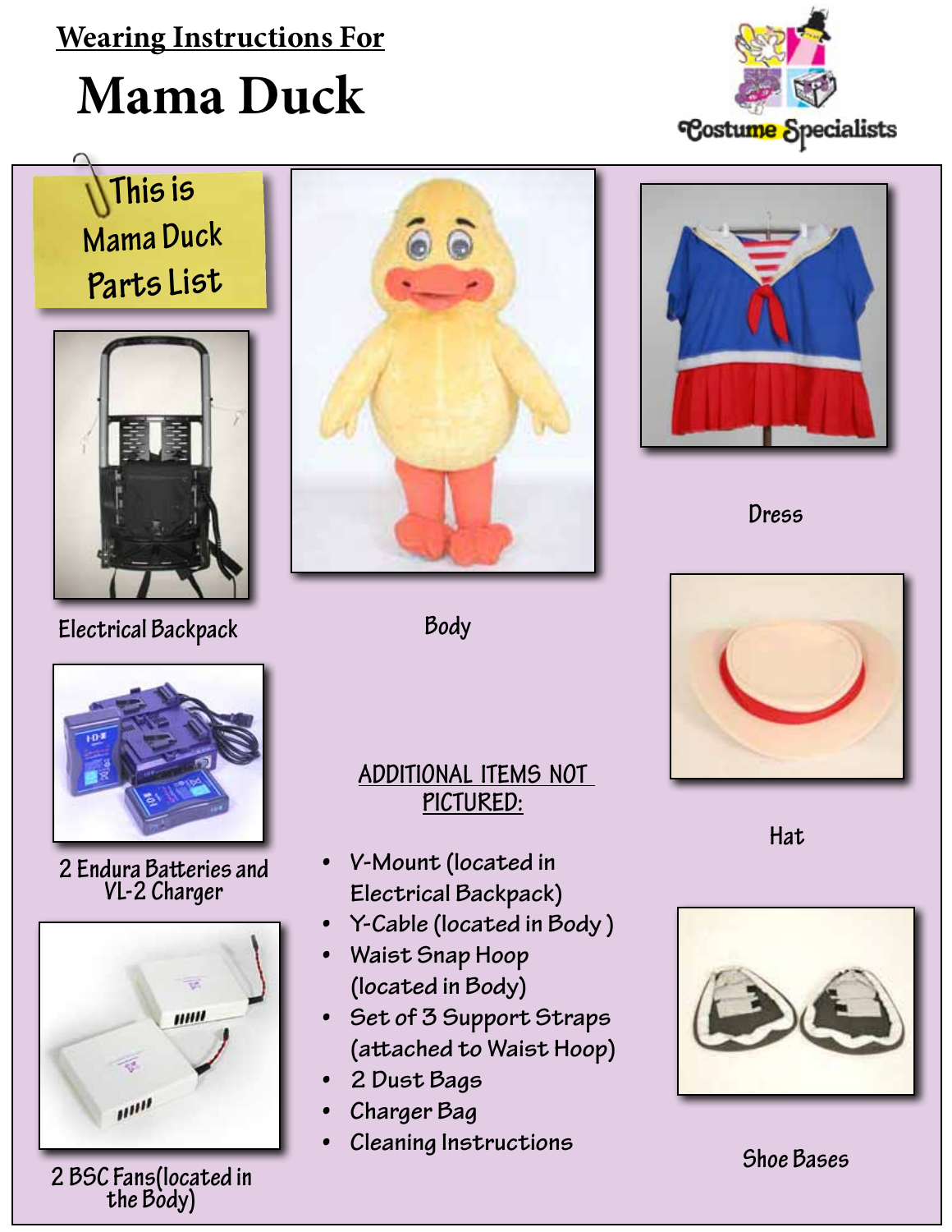# Wearing Instructions For

# Mama Duck

Costume Specialists

This is Mama Duck Parts List

Electrical Backpack

Body

Dress

2 Endura Batteries and VL-2 Charger

Hat

2 BSC Fans(located in the Body)

Shoe Bases

## ADDITIONAL ITEMS NOT PICTURED:

- V-Mount (located in Electrical Backpack)
- Y-Cable (located in Body )
- Waist Snap Hoop (located in Body)
- Set of 3 Support Straps (attached to Waist Hoop)
- 2 Dust Bags
- Charger Bag
- Cleaning Instructions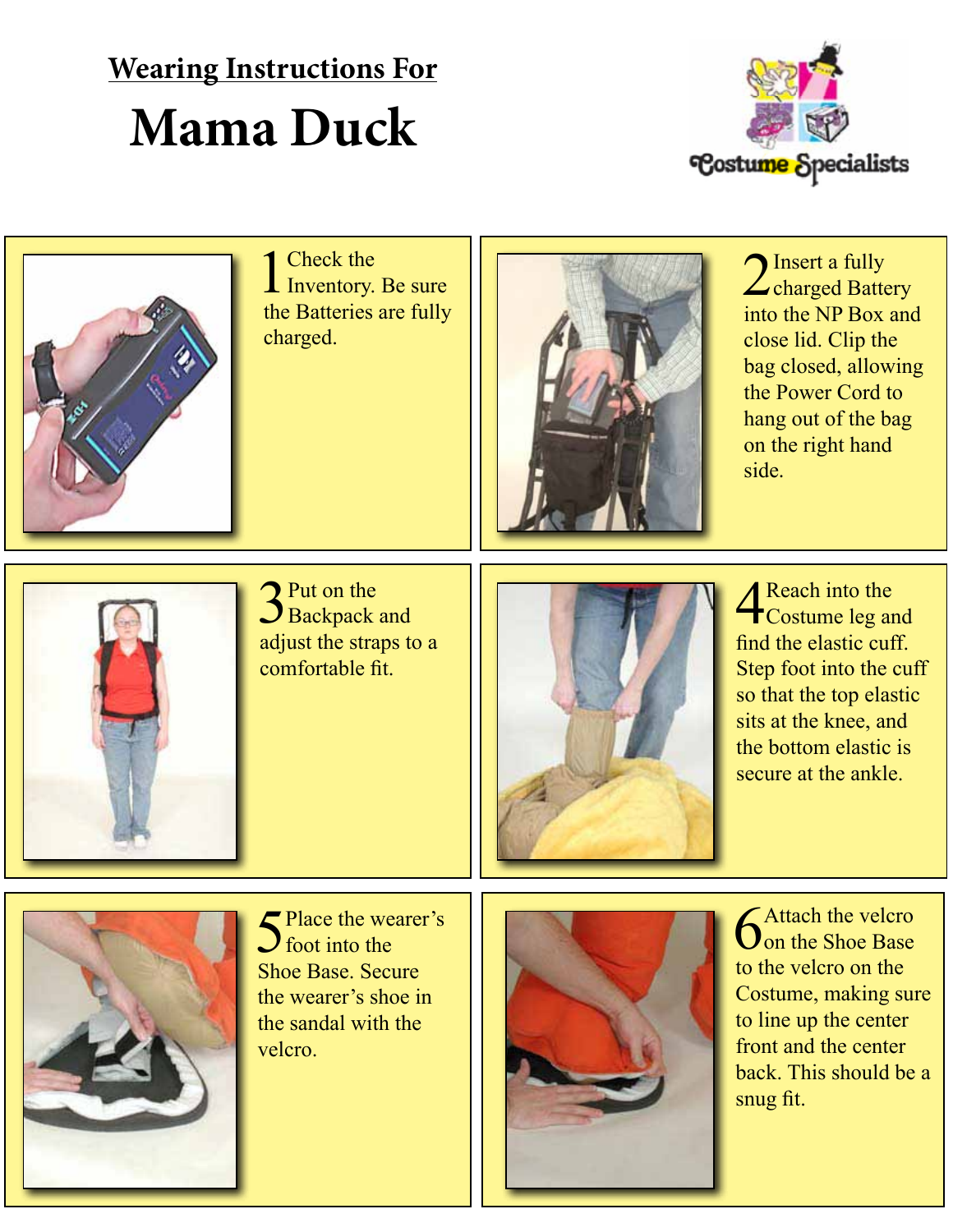Wearing Instructions For

# Mama Duck

Costume Specialists

1. Check the Inventory. Be sure the Batteries are fully charged.

2. Insert a fully charged Battery into the NP Box and close lid. Clip the bag closed, allowing the Power Cord to hang out of the bag on the right hand side.

3. Put on the Backpack and adjust the straps to a comfortable fit.

4. Reach into the Costume leg and find the elastic cuff. Step foot into the cuff so that the top elastic sits at the knee, and the bottom elastic is secure at the ankle.

5. Place the wearer's foot into the Shoe Base. Secure the wearer's shoe in the sandal with the velcro.

6. Attach the velcro on the Shoe Base to the velcro on the Costume, making sure to line up the center front and the center back. This should be a snug fit.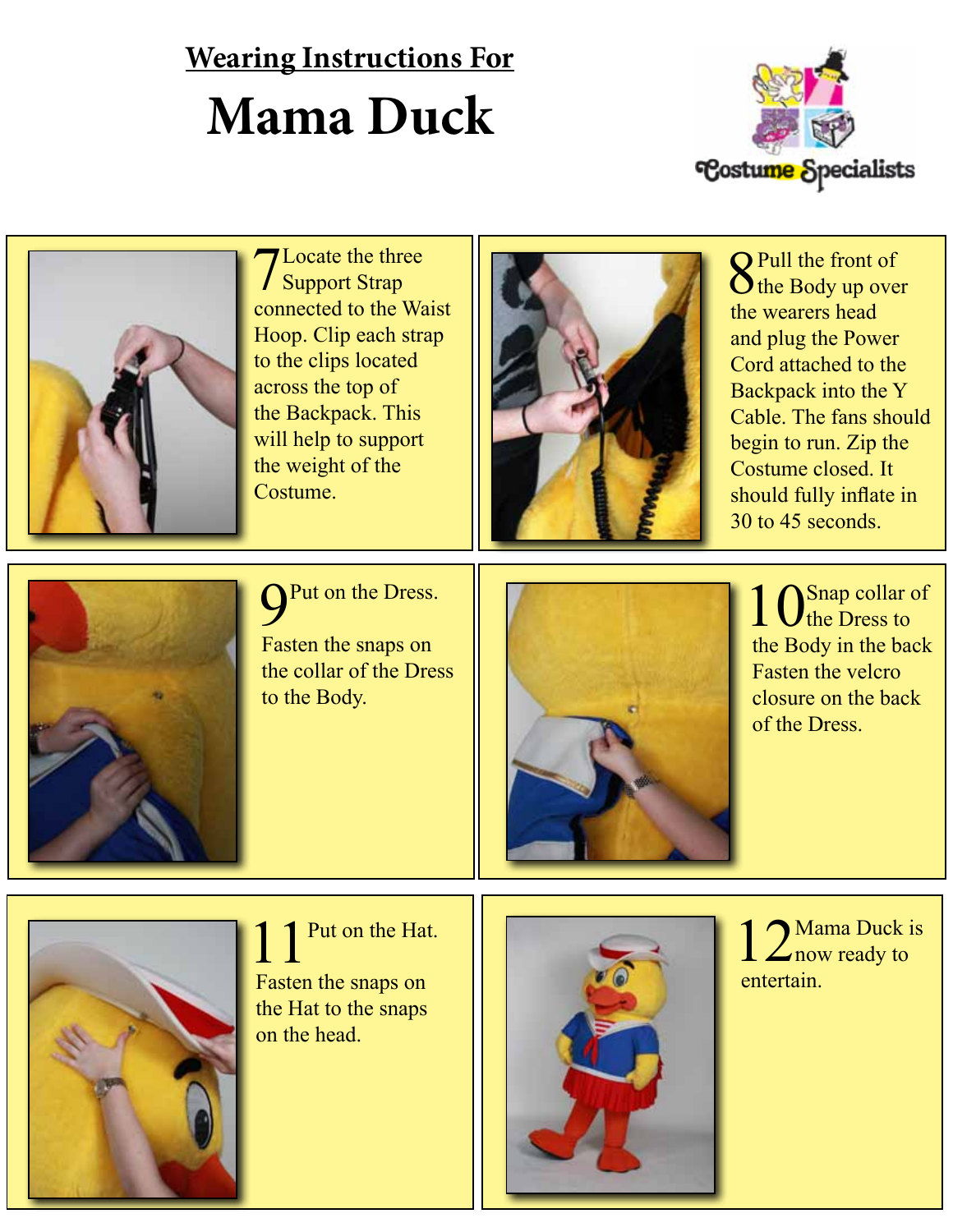## Wearing Instructions For

# Mama Duck

Costume Specialists

**7** Locate the three Support Strap connected to the Waist Hoop. Clip each strap to the clips located across the top of the Backpack. This will help to support the weight of the Costume.

**8** Pull the front of the Body up over the wearers head and plug the Power Cord attached to the Backpack into the Y Cable. The fans should begin to run. Zip the Costume closed. It should fully inflate in 30 to 45 seconds.

**9** Put on the Dress.

Fasten the snaps on the collar of the Dress to the Body.

**10** Snap collar of the Dress to the Body in the back Fasten the velcro closure on the back of the Dress.

**11** Put on the Hat.

Fasten the snaps on the Hat to the snaps on the head.

**12** Mama Duck is now ready to entertain.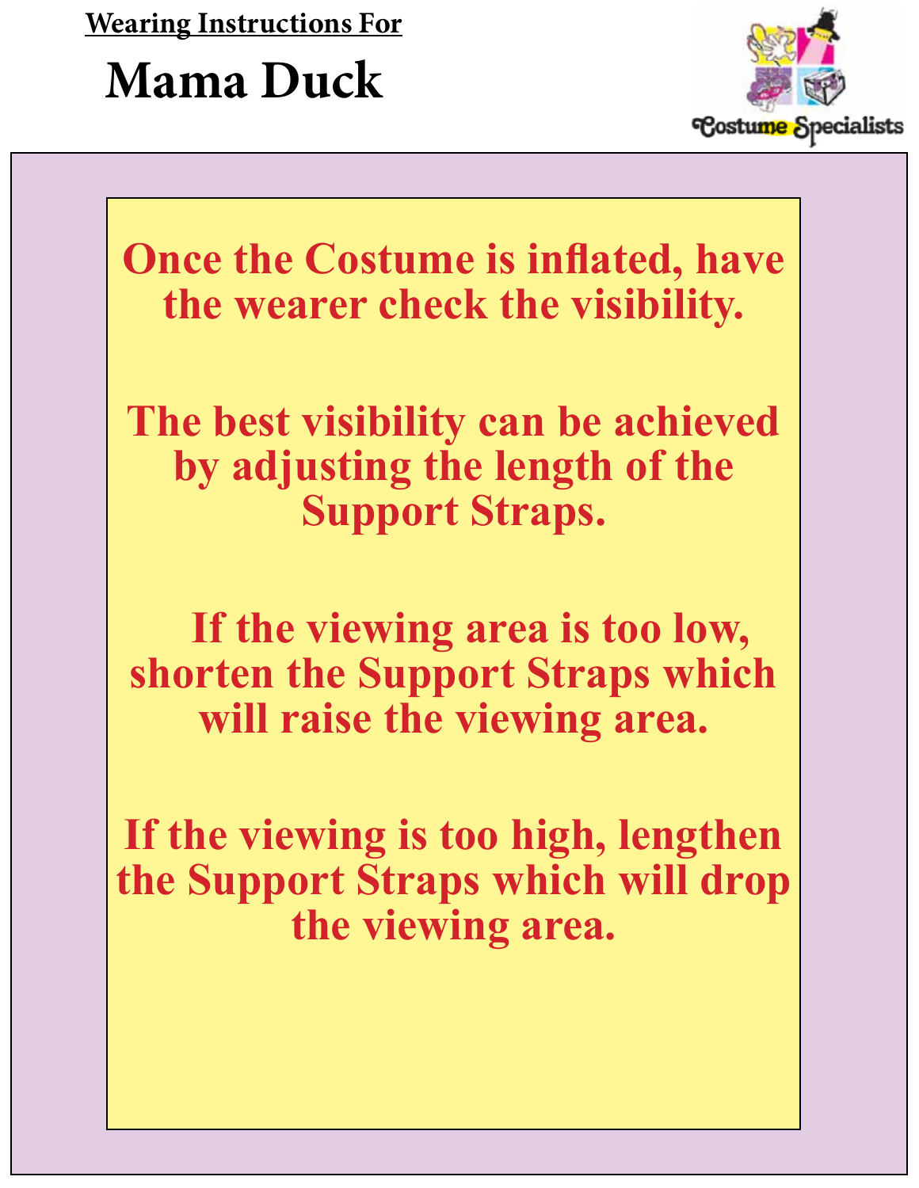**Wearing Instructions For**

# Mama Duck

Costume Specialists

**Once the Costume is inflated, have the wearer check the visibility.**

**The best visibility can be achieved by adjusting the length of the Support Straps.**

**If the viewing area is too low, shorten the Support Straps which will raise the viewing area.**

**If the viewing is too high, lengthen the Support Straps which will drop the viewing area.**